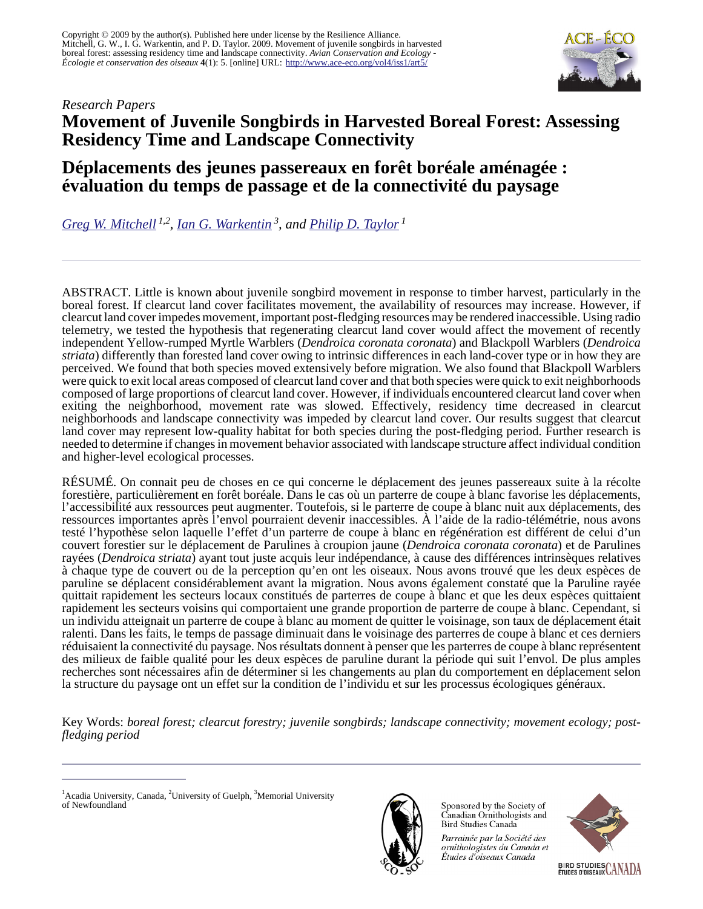Copyright © 2009 by the author(s). Published here under license by the Resilience Alliance.
Mitchell, G. W., I. G. Warkentin, and P. D. Taylor. 2009. Movement of juvenile songbirds in harvested boreal forest: assessing residency time and landscape connectivity. *Avian Conservation and Ecology - Écologie et conservation des oiseaux* **4**(1): 5. [online] URL: http://www.ace-eco.org/vol4/iss1/art5/

*Research Papers*

# Movement of Juvenile Songbirds in Harvested Boreal Forest: Assessing Residency Time and Landscape Connectivity

# Déplacements des jeunes passereaux en forêt boréale aménagée : évaluation du temps de passage et de la connectivité du paysage

*Greg W. Mitchell [1,2], Ian G. Warkentin [3], and Philip D. Taylor [1]*

ABSTRACT. Little is known about juvenile songbird movement in response to timber harvest, particularly in the boreal forest. If clearcut land cover facilitates movement, the availability of resources may increase. However, if clearcut land cover impedes movement, important post-fledging resources may be rendered inaccessible. Using radio telemetry, we tested the hypothesis that regenerating clearcut land cover would affect the movement of recently independent Yellow-rumped Myrtle Warblers (*Dendroica coronata coronata*) and Blackpoll Warblers (*Dendroica striata*) differently than forested land cover owing to intrinsic differences in each land-cover type or in how they are perceived. We found that both species moved extensively before migration. We also found that Blackpoll Warblers were quick to exit local areas composed of clearcut land cover and that both species were quick to exit neighborhoods composed of large proportions of clearcut land cover. However, if individuals encountered clearcut land cover when exiting the neighborhood, movement rate was slowed. Effectively, residency time decreased in clearcut neighborhoods and landscape connectivity was impeded by clearcut land cover. Our results suggest that clearcut land cover may represent low-quality habitat for both species during the post-fledging period. Further research is needed to determine if changes in movement behavior associated with landscape structure affect individual condition and higher-level ecological processes.

RÉSUMÉ. On connait peu de choses en ce qui concerne le déplacement des jeunes passereaux suite à la récolte forestière, particulièrement en forêt boréale. Dans le cas où un parterre de coupe à blanc favorise les déplacements, l'accessibilité aux ressources peut augmenter. Toutefois, si le parterre de coupe à blanc nuit aux déplacements, des ressources importantes après l'envol pourraient devenir inaccessibles. À l'aide de la radio-télémétrie, nous avons testé l'hypothèse selon laquelle l'effet d'un parterre de coupe à blanc en régénération est différent de celui d'un couvert forestier sur le déplacement de Parulines à croupion jaune (*Dendroica coronata coronata*) et de Parulines rayées (*Dendroica striata*) ayant tout juste acquis leur indépendance, à cause des différences intrinsèques relatives à chaque type de couvert ou de la perception qu'en ont les oiseaux. Nous avons trouvé que les deux espèces de paruline se déplacent considérablement avant la migration. Nous avons également constaté que la Paruline rayée quittait rapidement les secteurs locaux constitués de parterres de coupe à blanc et que les deux espèces quittaient rapidement les secteurs voisins qui comportaient une grande proportion de parterre de coupe à blanc. Cependant, si un individu atteignait un parterre de coupe à blanc au moment de quitter le voisinage, son taux de déplacement était ralenti. Dans les faits, le temps de passage diminuait dans le voisinage des parterres de coupe à blanc et ces derniers réduisaient la connectivité du paysage. Nos résultats donnent à penser que les parterres de coupe à blanc représentent des milieux de faible qualité pour les deux espèces de paruline durant la période qui suit l'envol. De plus amples recherches sont nécessaires afin de déterminer si les changements au plan du comportement en déplacement selon la structure du paysage ont un effet sur la condition de l'individu et sur les processus écologiques généraux.

Key Words: *boreal forest; clearcut forestry; juvenile songbirds; landscape connectivity; movement ecology; post-fledging period*

[1] Acadia University, Canada, [2] University of Guelph, [3] Memorial University of Newfoundland

Sponsored by the Society of Canadian Ornithologists and Bird Studies Canada

*Parrainée par la Société des ornithologistes du Canada et Études d'oiseaux Canada*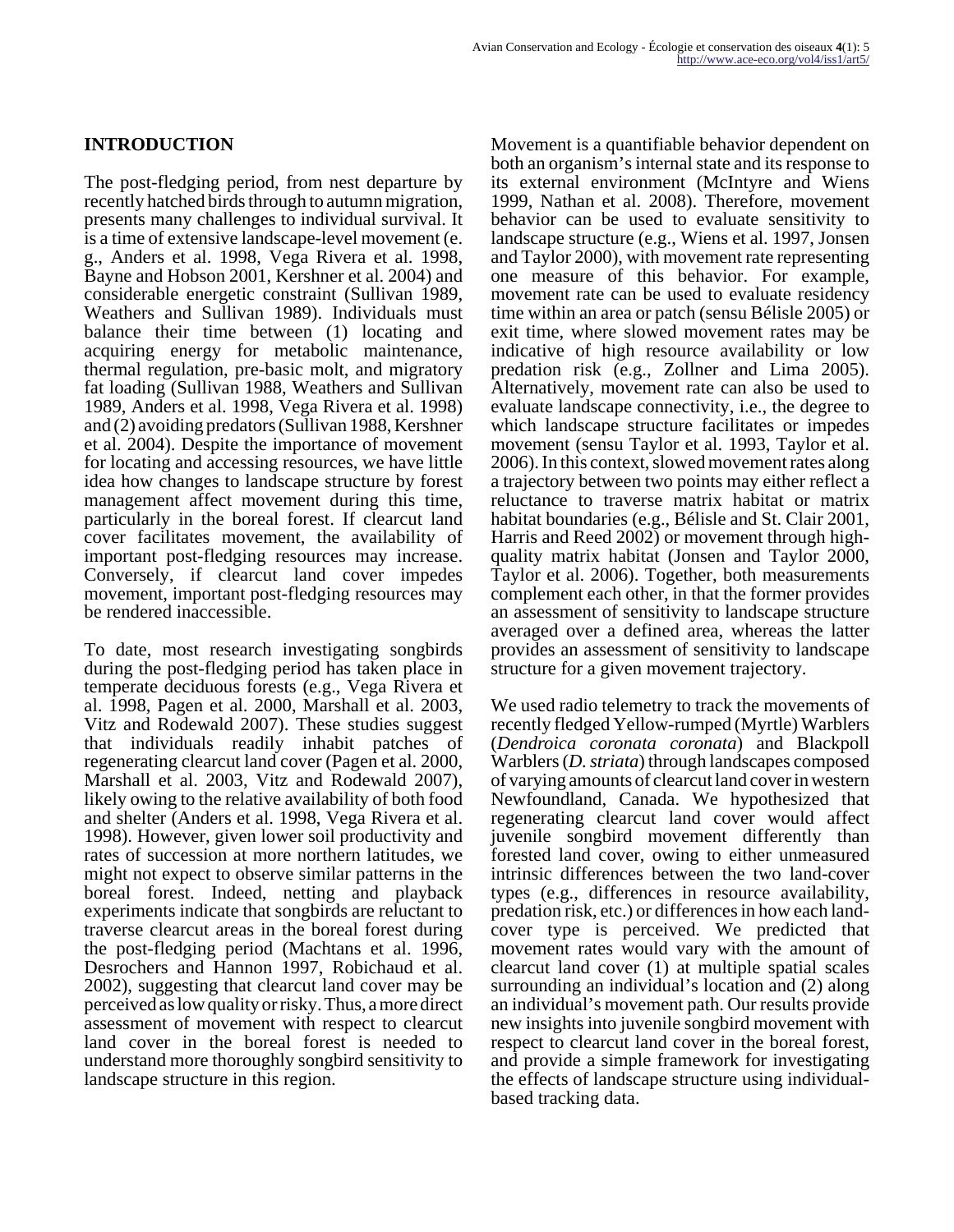## INTRODUCTION

The post-fledging period, from nest departure by recently hatched birds through to autumn migration, presents many challenges to individual survival. It is a time of extensive landscape-level movement (e. g., Anders et al. 1998, Vega Rivera et al. 1998, Bayne and Hobson 2001, Kershner et al. 2004) and considerable energetic constraint (Sullivan 1989, Weathers and Sullivan 1989). Individuals must balance their time between (1) locating and acquiring energy for metabolic maintenance, thermal regulation, pre-basic molt, and migratory fat loading (Sullivan 1988, Weathers and Sullivan 1989, Anders et al. 1998, Vega Rivera et al. 1998) and (2) avoiding predators (Sullivan 1988, Kershner et al. 2004). Despite the importance of movement for locating and accessing resources, we have little idea how changes to landscape structure by forest management affect movement during this time, particularly in the boreal forest. If clearcut land cover facilitates movement, the availability of important post-fledging resources may increase. Conversely, if clearcut land cover impedes movement, important post-fledging resources may be rendered inaccessible.

To date, most research investigating songbirds during the post-fledging period has taken place in temperate deciduous forests (e.g., Vega Rivera et al. 1998, Pagen et al. 2000, Marshall et al. 2003, Vitz and Rodewald 2007). These studies suggest that individuals readily inhabit patches of regenerating clearcut land cover (Pagen et al. 2000, Marshall et al. 2003, Vitz and Rodewald 2007), likely owing to the relative availability of both food and shelter (Anders et al. 1998, Vega Rivera et al. 1998). However, given lower soil productivity and rates of succession at more northern latitudes, we might not expect to observe similar patterns in the boreal forest. Indeed, netting and playback experiments indicate that songbirds are reluctant to traverse clearcut areas in the boreal forest during the post-fledging period (Machtans et al. 1996, Desrochers and Hannon 1997, Robichaud et al. 2002), suggesting that clearcut land cover may be perceived as low quality or risky. Thus, a more direct assessment of movement with respect to clearcut land cover in the boreal forest is needed to understand more thoroughly songbird sensitivity to landscape structure in this region.

Movement is a quantifiable behavior dependent on both an organism's internal state and its response to its external environment (McIntyre and Wiens 1999, Nathan et al. 2008). Therefore, movement behavior can be used to evaluate sensitivity to landscape structure (e.g., Wiens et al. 1997, Jonsen and Taylor 2000), with movement rate representing one measure of this behavior. For example, movement rate can be used to evaluate residency time within an area or patch (sensu Bélisle 2005) or exit time, where slowed movement rates may be indicative of high resource availability or low predation risk (e.g., Zollner and Lima 2005). Alternatively, movement rate can also be used to evaluate landscape connectivity, i.e., the degree to which landscape structure facilitates or impedes movement (sensu Taylor et al. 1993, Taylor et al. 2006). In this context, slowed movement rates along a trajectory between two points may either reflect a reluctance to traverse matrix habitat or matrix habitat boundaries (e.g., Bélisle and St. Clair 2001, Harris and Reed 2002) or movement through high-quality matrix habitat (Jonsen and Taylor 2000, Taylor et al. 2006). Together, both measurements complement each other, in that the former provides an assessment of sensitivity to landscape structure averaged over a defined area, whereas the latter provides an assessment of sensitivity to landscape structure for a given movement trajectory.

We used radio telemetry to track the movements of recently fledged Yellow-rumped (Myrtle) Warblers (*Dendroica coronata coronata*) and Blackpoll Warblers (*D. striata*) through landscapes composed of varying amounts of clearcut land cover in western Newfoundland, Canada. We hypothesized that regenerating clearcut land cover would affect juvenile songbird movement differently than forested land cover, owing to either unmeasured intrinsic differences between the two land-cover types (e.g., differences in resource availability, predation risk, etc.) or differences in how each land-cover type is perceived. We predicted that movement rates would vary with the amount of clearcut land cover (1) at multiple spatial scales surrounding an individual's location and (2) along an individual's movement path. Our results provide new insights into juvenile songbird movement with respect to clearcut land cover in the boreal forest, and provide a simple framework for investigating the effects of landscape structure using individual-based tracking data.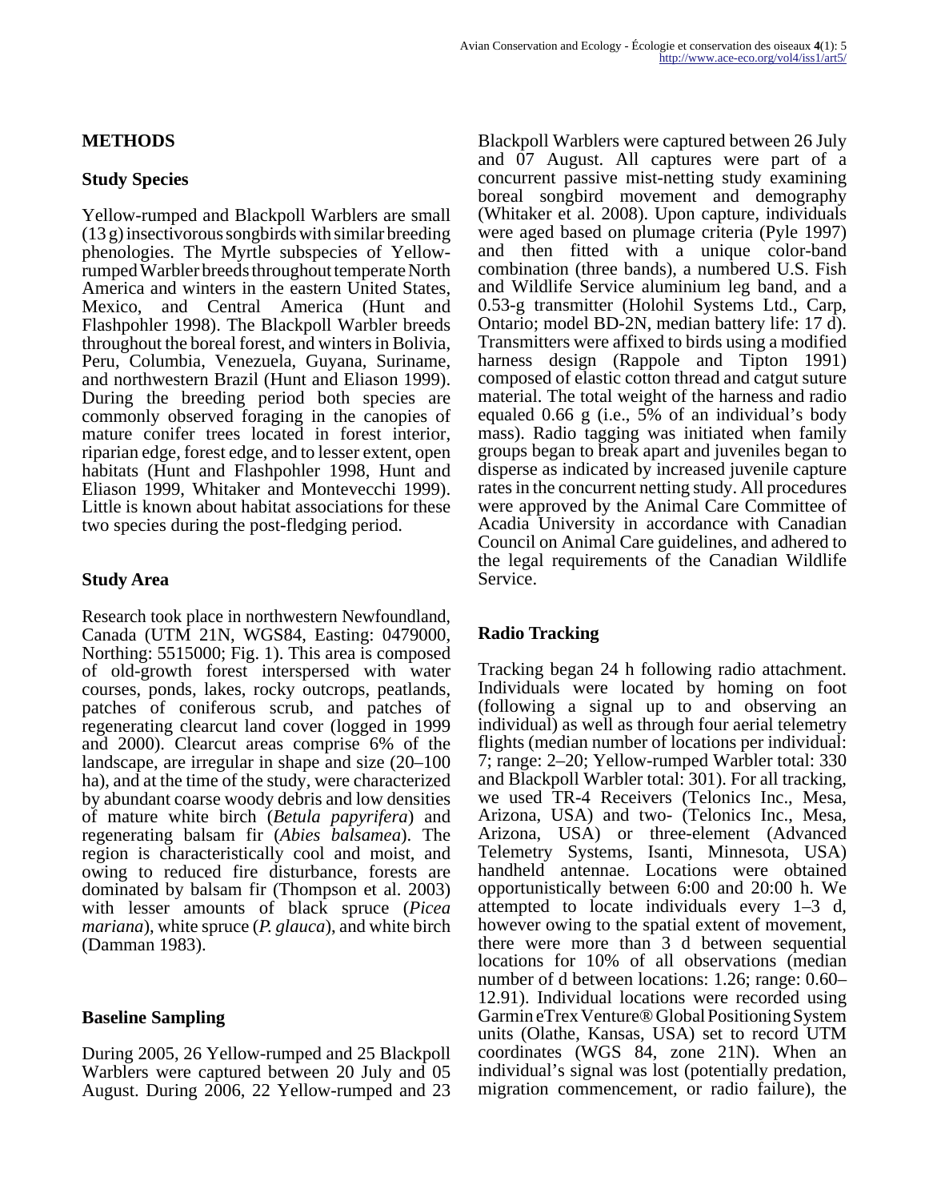## METHODS

### Study Species

Yellow-rumped and Blackpoll Warblers are small (13 g) insectivorous songbirds with similar breeding phenologies. The Myrtle subspecies of Yellow-rumped Warbler breeds throughout temperate North America and winters in the eastern United States, Mexico, and Central America (Hunt and Flashpohler 1998). The Blackpoll Warbler breeds throughout the boreal forest, and winters in Bolivia, Peru, Columbia, Venezuela, Guyana, Suriname, and northwestern Brazil (Hunt and Eliason 1999). During the breeding period both species are commonly observed foraging in the canopies of mature conifer trees located in forest interior, riparian edge, forest edge, and to lesser extent, open habitats (Hunt and Flashpohler 1998, Hunt and Eliason 1999, Whitaker and Montevecchi 1999). Little is known about habitat associations for these two species during the post-fledging period.

### Study Area

Research took place in northwestern Newfoundland, Canada (UTM 21N, WGS84, Easting: 0479000, Northing: 5515000; Fig. 1). This area is composed of old-growth forest interspersed with water courses, ponds, lakes, rocky outcrops, peatlands, patches of coniferous scrub, and patches of regenerating clearcut land cover (logged in 1999 and 2000). Clearcut areas comprise 6% of the landscape, are irregular in shape and size (20–100 ha), and at the time of the study, were characterized by abundant coarse woody debris and low densities of mature white birch (*Betula papyrifera*) and regenerating balsam fir (*Abies balsamea*). The region is characteristically cool and moist, and owing to reduced fire disturbance, forests are dominated by balsam fir (Thompson et al. 2003) with lesser amounts of black spruce (*Picea mariana*), white spruce (*P. glauca*), and white birch (Damman 1983).

### Baseline Sampling

During 2005, 26 Yellow-rumped and 25 Blackpoll Warblers were captured between 20 July and 05 August. During 2006, 22 Yellow-rumped and 23 Blackpoll Warblers were captured between 26 July and 07 August. All captures were part of a concurrent passive mist-netting study examining boreal songbird movement and demography (Whitaker et al. 2008). Upon capture, individuals were aged based on plumage criteria (Pyle 1997) and then fitted with a unique color-band combination (three bands), a numbered U.S. Fish and Wildlife Service aluminium leg band, and a 0.53-g transmitter (Holohil Systems Ltd., Carp, Ontario; model BD-2N, median battery life: 17 d). Transmitters were affixed to birds using a modified harness design (Rappole and Tipton 1991) composed of elastic cotton thread and catgut suture material. The total weight of the harness and radio equaled 0.66 g (i.e., 5% of an individual's body mass). Radio tagging was initiated when family groups began to break apart and juveniles began to disperse as indicated by increased juvenile capture rates in the concurrent netting study. All procedures were approved by the Animal Care Committee of Acadia University in accordance with Canadian Council on Animal Care guidelines, and adhered to the legal requirements of the Canadian Wildlife Service.

### Radio Tracking

Tracking began 24 h following radio attachment. Individuals were located by homing on foot (following a signal up to and observing an individual) as well as through four aerial telemetry flights (median number of locations per individual: 7; range: 2–20; Yellow-rumped Warbler total: 330 and Blackpoll Warbler total: 301). For all tracking, we used TR-4 Receivers (Telonics Inc., Mesa, Arizona, USA) and two- (Telonics Inc., Mesa, Arizona, USA) or three-element (Advanced Telemetry Systems, Isanti, Minnesota, USA) handheld antennae. Locations were obtained opportunistically between 6:00 and 20:00 h. We attempted to locate individuals every 1–3 d, however owing to the spatial extent of movement, there were more than 3 d between sequential locations for 10% of all observations (median number of d between locations: 1.26; range: 0.60–12.91). Individual locations were recorded using Garmin eTrex Venture® Global Positioning System units (Olathe, Kansas, USA) set to record UTM coordinates (WGS 84, zone 21N). When an individual's signal was lost (potentially predation, migration commencement, or radio failure), the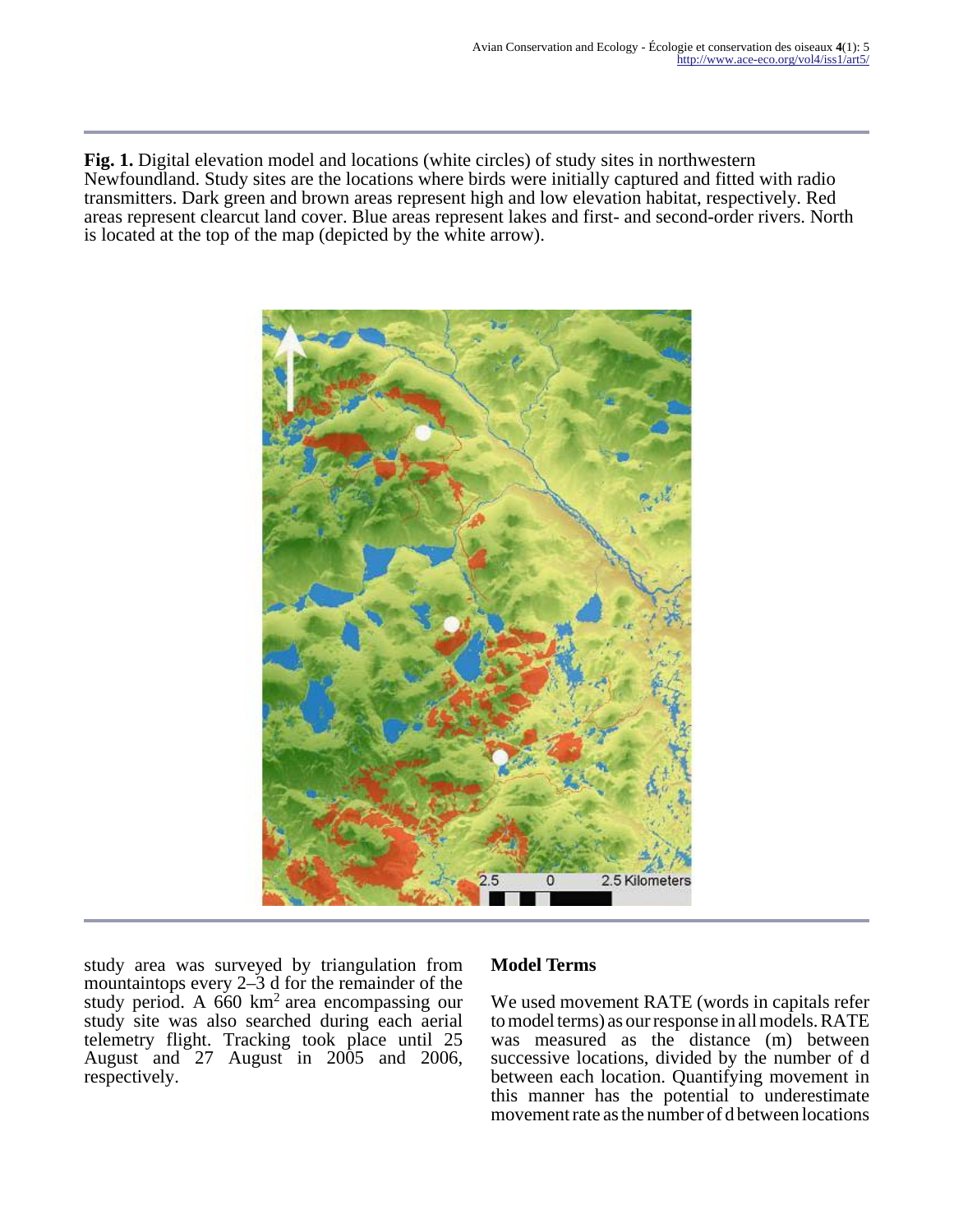**Fig. 1.** Digital elevation model and locations (white circles) of study sites in northwestern Newfoundland. Study sites are the locations where birds were initially captured and fitted with radio transmitters. Dark green and brown areas represent high and low elevation habitat, respectively. Red areas represent clearcut land cover. Blue areas represent lakes and first- and second-order rivers. North is located at the top of the map (depicted by the white arrow).

study area was surveyed by triangulation from mountaintops every 2–3 d for the remainder of the study period. A 660 km$^2$ area encompassing our study site was also searched during each aerial telemetry flight. Tracking took place until 25 August and 27 August in 2005 and 2006, respectively.

## Model Terms

We used movement RATE (words in capitals refer to model terms) as our response in all models. RATE was measured as the distance (m) between successive locations, divided by the number of d between each location. Quantifying movement in this manner has the potential to underestimate movement rate as the number of d between locations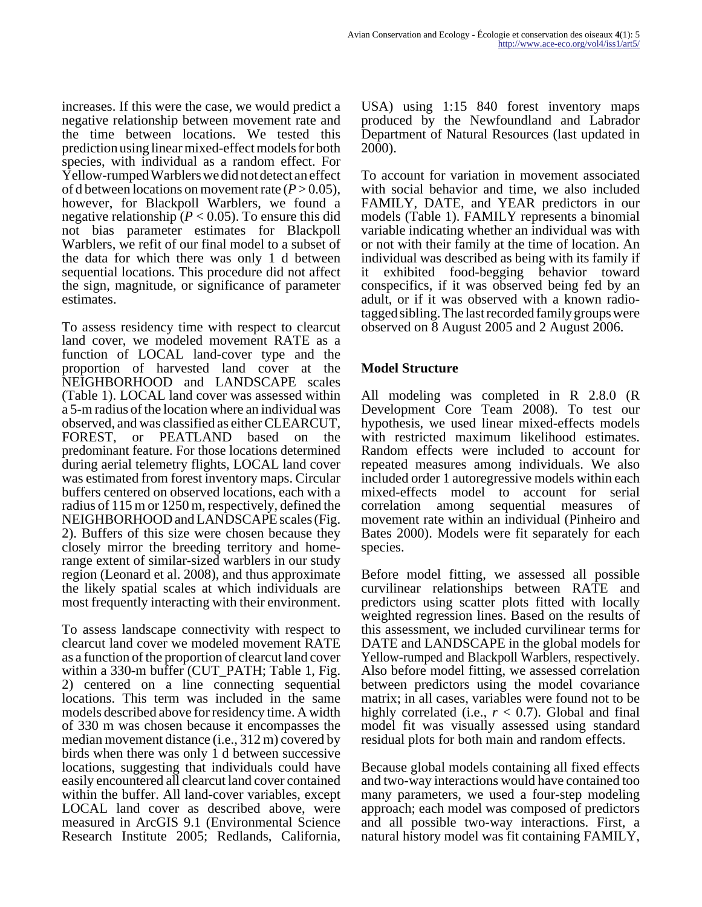increases. If this were the case, we would predict a negative relationship between movement rate and the time between locations. We tested this prediction using linear mixed-effect models for both species, with individual as a random effect. For Yellow-rumped Warblers we did not detect an effect of d between locations on movement rate ($P > 0.05$), however, for Blackpoll Warblers, we found a negative relationship ($P < 0.05$). To ensure this did not bias parameter estimates for Blackpoll Warblers, we refit of our final model to a subset of the data for which there was only 1 d between sequential locations. This procedure did not affect the sign, magnitude, or significance of parameter estimates.

To assess residency time with respect to clearcut land cover, we modeled movement RATE as a function of LOCAL land-cover type and the proportion of harvested land cover at the NEIGHBORHOOD and LANDSCAPE scales (Table 1). LOCAL land cover was assessed within a 5-m radius of the location where an individual was observed, and was classified as either CLEARCUT, FOREST, or PEATLAND based on the predominant feature. For those locations determined during aerial telemetry flights, LOCAL land cover was estimated from forest inventory maps. Circular buffers centered on observed locations, each with a radius of 115 m or 1250 m, respectively, defined the NEIGHBORHOOD and LANDSCAPE scales (Fig. 2). Buffers of this size were chosen because they closely mirror the breeding territory and home-range extent of similar-sized warblers in our study region (Leonard et al. 2008), and thus approximate the likely spatial scales at which individuals are most frequently interacting with their environment.

To assess landscape connectivity with respect to clearcut land cover we modeled movement RATE as a function of the proportion of clearcut land cover within a 330-m buffer (CUT_PATH; Table 1, Fig. 2) centered on a line connecting sequential locations. This term was included in the same models described above for residency time. A width of 330 m was chosen because it encompasses the median movement distance (i.e., 312 m) covered by birds when there was only 1 d between successive locations, suggesting that individuals could have easily encountered all clearcut land cover contained within the buffer. All land-cover variables, except LOCAL land cover as described above, were measured in ArcGIS 9.1 (Environmental Science Research Institute 2005; Redlands, California, USA) using 1:15 840 forest inventory maps produced by the Newfoundland and Labrador Department of Natural Resources (last updated in 2000).

To account for variation in movement associated with social behavior and time, we also included FAMILY, DATE, and YEAR predictors in our models (Table 1). FAMILY represents a binomial variable indicating whether an individual was with or not with their family at the time of location. An individual was described as being with its family if it exhibited food-begging behavior toward conspecifics, if it was observed being fed by an adult, or if it was observed with a known radio-tagged sibling. The last recorded family groups were observed on 8 August 2005 and 2 August 2006.

## Model Structure

All modeling was completed in R 2.8.0 (R Development Core Team 2008). To test our hypothesis, we used linear mixed-effects models with restricted maximum likelihood estimates. Random effects were included to account for repeated measures among individuals. We also included order 1 autoregressive models within each mixed-effects model to account for serial correlation among sequential measures of movement rate within an individual (Pinheiro and Bates 2000). Models were fit separately for each species.

Before model fitting, we assessed all possible curvilinear relationships between RATE and predictors using scatter plots fitted with locally weighted regression lines. Based on the results of this assessment, we included curvilinear terms for DATE and LANDSCAPE in the global models for Yellow-rumped and Blackpoll Warblers, respectively. Also before model fitting, we assessed correlation between predictors using the model covariance matrix; in all cases, variables were found not to be highly correlated (i.e., $r < 0.7$). Global and final model fit was visually assessed using standard residual plots for both main and random effects.

Because global models containing all fixed effects and two-way interactions would have contained too many parameters, we used a four-step modeling approach; each model was composed of predictors and all possible two-way interactions. First, a natural history model was fit containing FAMILY,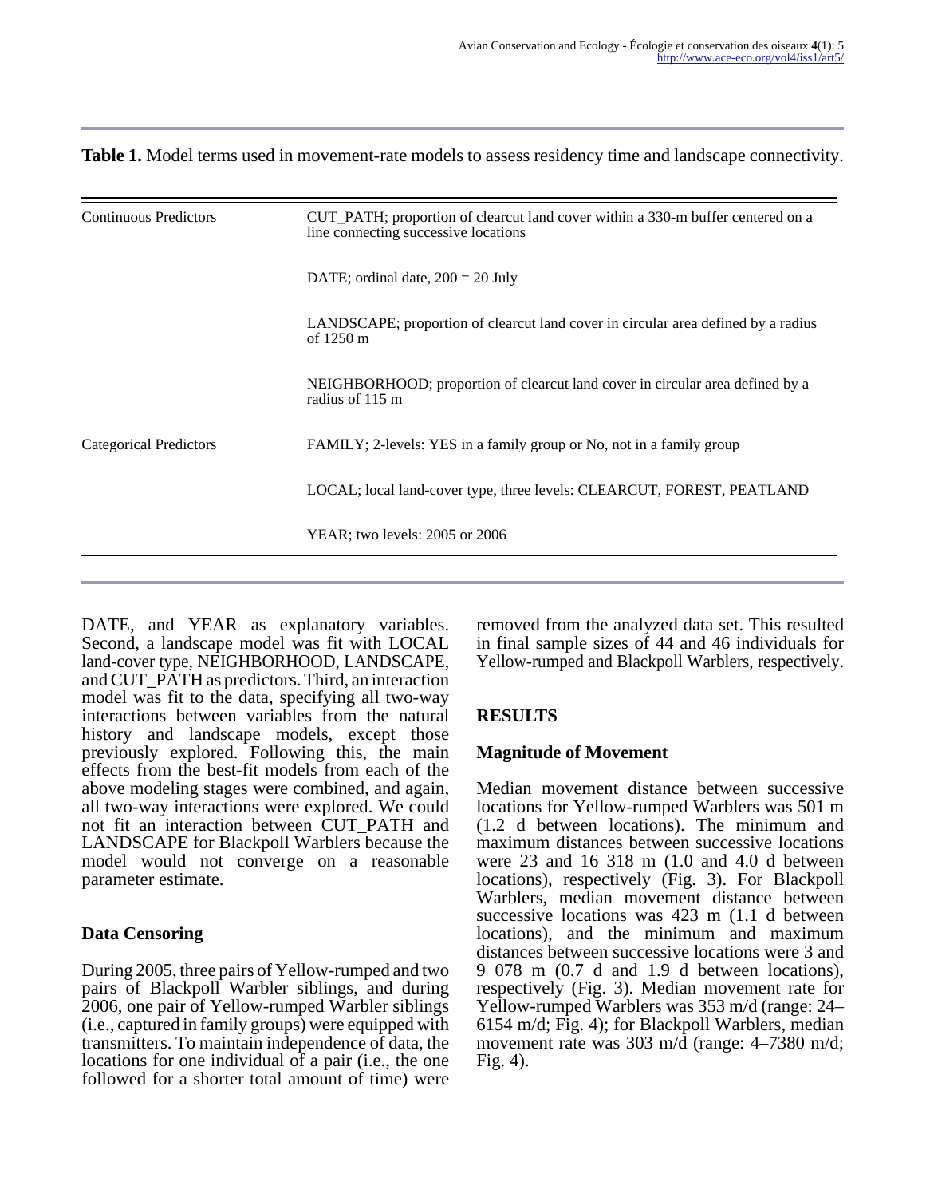**Table 1.** Model terms used in movement-rate models to assess residency time and landscape connectivity.

| | |
|---|---|
| Continuous Predictors | CUT_PATH; proportion of clearcut land cover within a 330-m buffer centered on a line connecting successive locations |
| | DATE; ordinal date, 200 = 20 July |
| | LANDSCAPE; proportion of clearcut land cover in circular area defined by a radius of 1250 m |
| | NEIGHBORHOOD; proportion of clearcut land cover in circular area defined by a radius of 115 m |
| Categorical Predictors | FAMILY; 2-levels: YES in a family group or No, not in a family group |
| | LOCAL; local land-cover type, three levels: CLEARCUT, FOREST, PEATLAND |
| | YEAR; two levels: 2005 or 2006 |

DATE, and YEAR as explanatory variables. Second, a landscape model was fit with LOCAL land-cover type, NEIGHBORHOOD, LANDSCAPE, and CUT_PATH as predictors. Third, an interaction model was fit to the data, specifying all two-way interactions between variables from the natural history and landscape models, except those previously explored. Following this, the main effects from the best-fit models from each of the above modeling stages were combined, and again, all two-way interactions were explored. We could not fit an interaction between CUT_PATH and LANDSCAPE for Blackpoll Warblers because the model would not converge on a reasonable parameter estimate.

### Data Censoring

During 2005, three pairs of Yellow-rumped and two pairs of Blackpoll Warbler siblings, and during 2006, one pair of Yellow-rumped Warbler siblings (i.e., captured in family groups) were equipped with transmitters. To maintain independence of data, the locations for one individual of a pair (i.e., the one followed for a shorter total amount of time) were removed from the analyzed data set. This resulted in final sample sizes of 44 and 46 individuals for Yellow-rumped and Blackpoll Warblers, respectively.

## RESULTS

### Magnitude of Movement

Median movement distance between successive locations for Yellow-rumped Warblers was 501 m (1.2 d between locations). The minimum and maximum distances between successive locations were 23 and 16 318 m (1.0 and 4.0 d between locations), respectively (Fig. 3). For Blackpoll Warblers, median movement distance between successive locations was 423 m (1.1 d between locations), and the minimum and maximum distances between successive locations were 3 and 9 078 m (0.7 d and 1.9 d between locations), respectively (Fig. 3). Median movement rate for Yellow-rumped Warblers was 353 m/d (range: 24–6154 m/d; Fig. 4); for Blackpoll Warblers, median movement rate was 303 m/d (range: 4–7380 m/d; Fig. 4).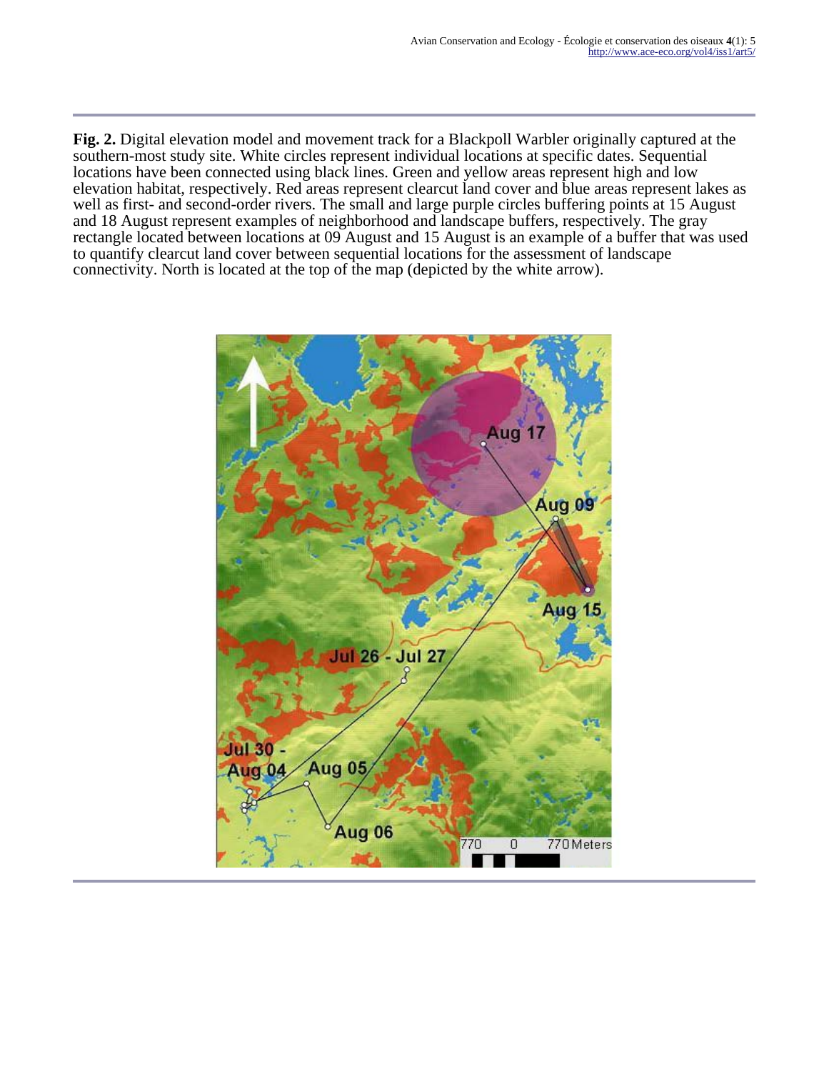**Fig. 2.** Digital elevation model and movement track for a Blackpoll Warbler originally captured at the southern-most study site. White circles represent individual locations at specific dates. Sequential locations have been connected using black lines. Green and yellow areas represent high and low elevation habitat, respectively. Red areas represent clearcut land cover and blue areas represent lakes as well as first- and second-order rivers. The small and large purple circles buffering points at 15 August and 18 August represent examples of neighborhood and landscape buffers, respectively. The gray rectangle located between locations at 09 August and 15 August is an example of a buffer that was used to quantify clearcut land cover between sequential locations for the assessment of landscape connectivity. North is located at the top of the map (depicted by the white arrow).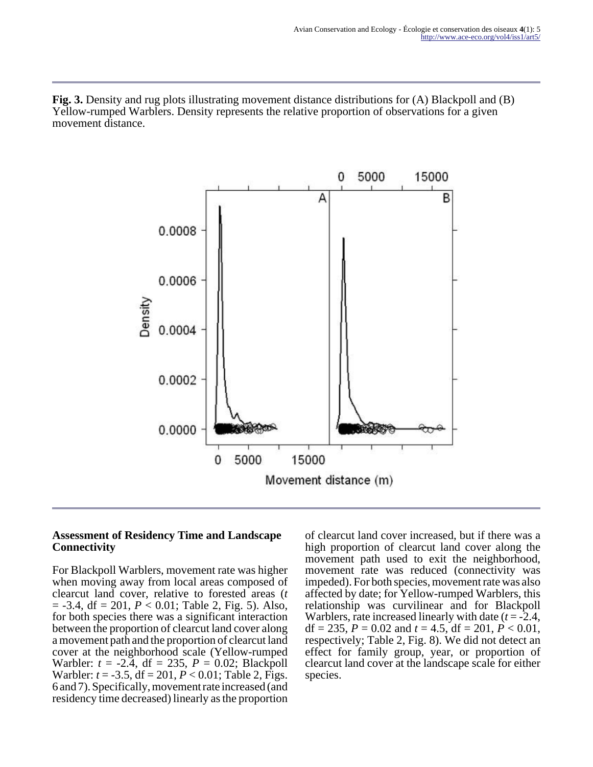**Fig. 3.** Density and rug plots illustrating movement distance distributions for (A) Blackpoll and (B) Yellow-rumped Warblers. Density represents the relative proportion of observations for a given movement distance.

### Assessment of Residency Time and Landscape Connectivity

For Blackpoll Warblers, movement rate was higher when moving away from local areas composed of clearcut land cover, relative to forested areas ($t = -3.4$, df = 201, $P < 0.01$; Table 2, Fig. 5). Also, for both species there was a significant interaction between the proportion of clearcut land cover along a movement path and the proportion of clearcut land cover at the neighborhood scale (Yellow-rumped Warbler: $t = -2.4$, df = 235, $P = 0.02$; Blackpoll Warbler: $t = -3.5$, df = 201, $P < 0.01$; Table 2, Figs. 6 and 7). Specifically, movement rate increased (and residency time decreased) linearly as the proportion of clearcut land cover increased, but if there was a high proportion of clearcut land cover along the movement path used to exit the neighborhood, movement rate was reduced (connectivity was impeded). For both species, movement rate was also affected by date; for Yellow-rumped Warblers, this relationship was curvilinear and for Blackpoll Warblers, rate increased linearly with date ($t = -2.4$, df = 235, $P = 0.02$ and $t = 4.5$, df = 201, $P < 0.01$, respectively; Table 2, Fig. 8). We did not detect an effect for family group, year, or proportion of clearcut land cover at the landscape scale for either species.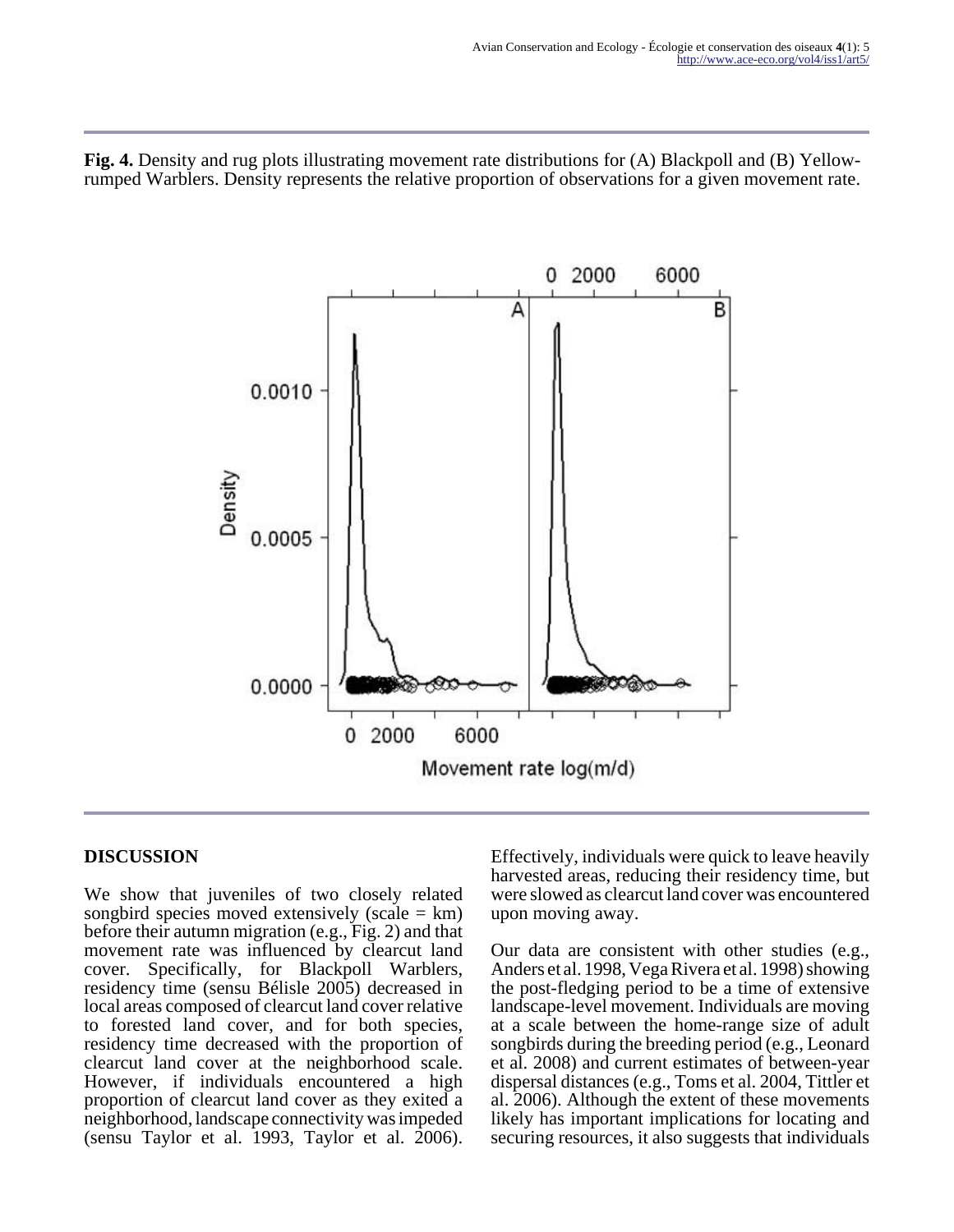**Fig. 4.** Density and rug plots illustrating movement rate distributions for (A) Blackpoll and (B) Yellow-rumped Warblers. Density represents the relative proportion of observations for a given movement rate.

## DISCUSSION

We show that juveniles of two closely related songbird species moved extensively (scale = km) before their autumn migration (e.g., Fig. 2) and that movement rate was influenced by clearcut land cover. Specifically, for Blackpoll Warblers, residency time (sensu Bélisle 2005) decreased in local areas composed of clearcut land cover relative to forested land cover, and for both species, residency time decreased with the proportion of clearcut land cover at the neighborhood scale. However, if individuals encountered a high proportion of clearcut land cover as they exited a neighborhood, landscape connectivity was impeded (sensu Taylor et al. 1993, Taylor et al. 2006). Effectively, individuals were quick to leave heavily harvested areas, reducing their residency time, but were slowed as clearcut land cover was encountered upon moving away.

Our data are consistent with other studies (e.g., Anders et al. 1998, Vega Rivera et al. 1998) showing the post-fledging period to be a time of extensive landscape-level movement. Individuals are moving at a scale between the home-range size of adult songbirds during the breeding period (e.g., Leonard et al. 2008) and current estimates of between-year dispersal distances (e.g., Toms et al. 2004, Tittler et al. 2006). Although the extent of these movements likely has important implications for locating and securing resources, it also suggests that individuals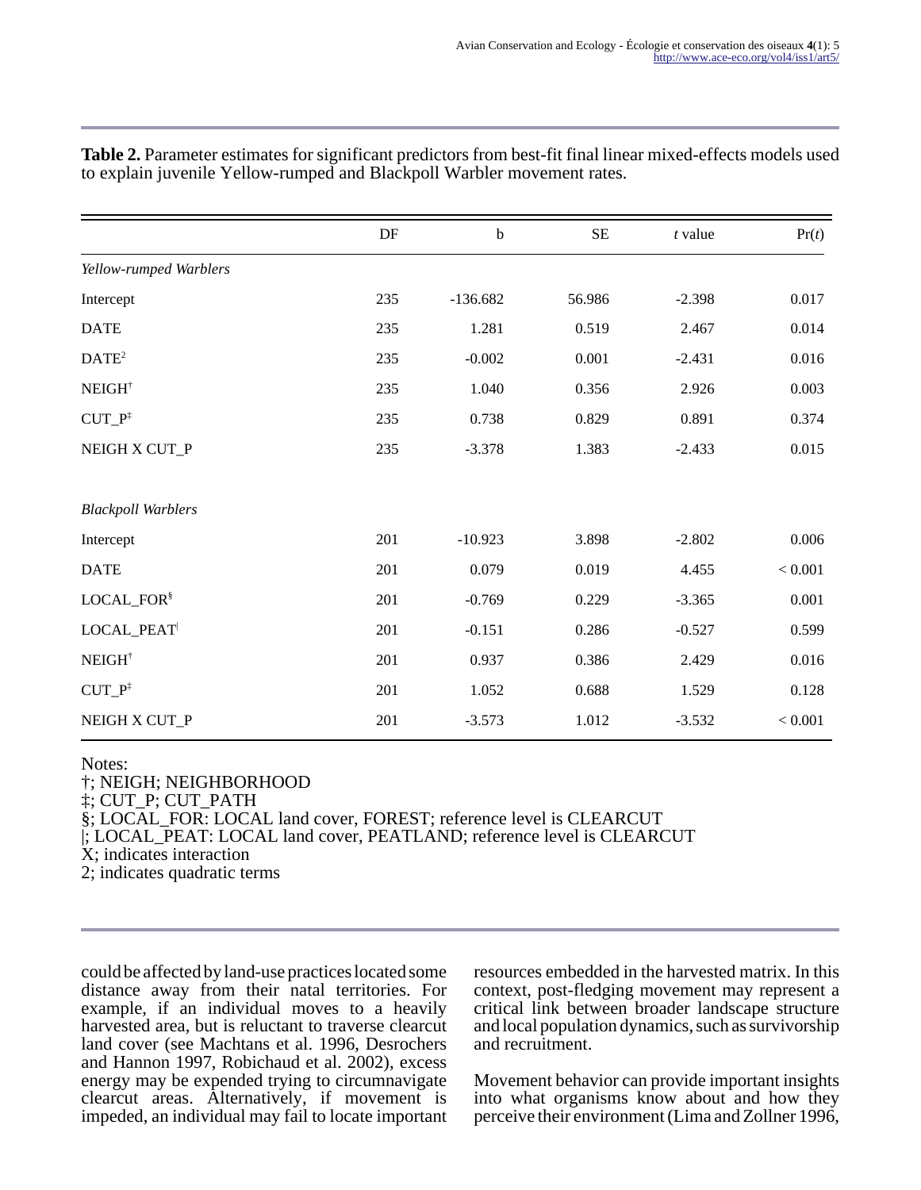**Table 2.** Parameter estimates for significant predictors from best-fit final linear mixed-effects models used to explain juvenile Yellow-rumped and Blackpoll Warbler movement rates.

| | DF | b | SE | *t* value | Pr(*t*) |
|---|---|---|---|---|---|
| *Yellow-rumped Warblers* | | | | | |
| Intercept | 235 | -136.682 | 56.986 | -2.398 | 0.017 |
| DATE | 235 | 1.281 | 0.519 | 2.467 | 0.014 |
| $DATE^2$ | 235 | -0.002 | 0.001 | -2.431 | 0.016 |
| NEIGH[†] | 235 | 1.040 | 0.356 | 2.926 | 0.003 |
| CUT_P[‡] | 235 | 0.738 | 0.829 | 0.891 | 0.374 |
| NEIGH X CUT_P | 235 | -3.378 | 1.383 | -2.433 | 0.015 |
| *Blackpoll Warblers* | | | | | |
| Intercept | 201 | -10.923 | 3.898 | -2.802 | 0.006 |
| DATE | 201 | 0.079 | 0.019 | 4.455 | < 0.001 |
| LOCAL_FOR[§] | 201 | -0.769 | 0.229 | -3.365 | 0.001 |
| LOCAL_PEAT[\|] | 201 | -0.151 | 0.286 | -0.527 | 0.599 |
| NEIGH[†] | 201 | 0.937 | 0.386 | 2.429 | 0.016 |
| CUT_P[‡] | 201 | 1.052 | 0.688 | 1.529 | 0.128 |
| NEIGH X CUT_P | 201 | -3.573 | 1.012 | -3.532 | < 0.001 |

Notes:
†; NEIGH; NEIGHBORHOOD
‡; CUT_P; CUT_PATH
§; LOCAL_FOR: LOCAL land cover, FOREST; reference level is CLEARCUT
|; LOCAL_PEAT: LOCAL land cover, PEATLAND; reference level is CLEARCUT
X; indicates interaction
2; indicates quadratic terms

could be affected by land-use practices located some distance away from their natal territories. For example, if an individual moves to a heavily harvested area, but is reluctant to traverse clearcut land cover (see Machtans et al. 1996, Desrochers and Hannon 1997, Robichaud et al. 2002), excess energy may be expended trying to circumnavigate clearcut areas. Alternatively, if movement is impeded, an individual may fail to locate important resources embedded in the harvested matrix. In this context, post-fledging movement may represent a critical link between broader landscape structure and local population dynamics, such as survivorship and recruitment.

Movement behavior can provide important insights into what organisms know about and how they perceive their environment (Lima and Zollner 1996,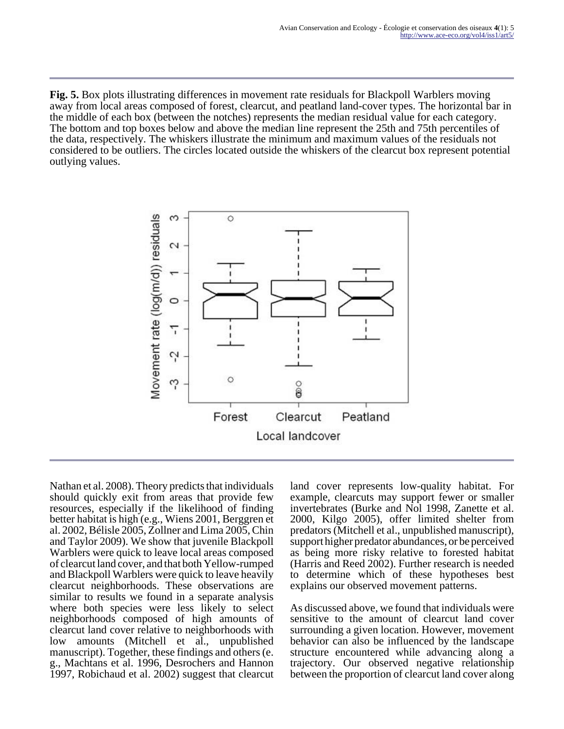**Fig. 5.** Box plots illustrating differences in movement rate residuals for Blackpoll Warblers moving away from local areas composed of forest, clearcut, and peatland land-cover types. The horizontal bar in the middle of each box (between the notches) represents the median residual value for each category. The bottom and top boxes below and above the median line represent the 25th and 75th percentiles of the data, respectively. The whiskers illustrate the minimum and maximum values of the residuals not considered to be outliers. The circles located outside the whiskers of the clearcut box represent potential outlying values.

Nathan et al. 2008). Theory predicts that individuals should quickly exit from areas that provide few resources, especially if the likelihood of finding better habitat is high (e.g., Wiens 2001, Berggren et al. 2002, Bélisle 2005, Zollner and Lima 2005, Chin and Taylor 2009). We show that juvenile Blackpoll Warblers were quick to leave local areas composed of clearcut land cover, and that both Yellow-rumped and Blackpoll Warblers were quick to leave heavily clearcut neighborhoods. These observations are similar to results we found in a separate analysis where both species were less likely to select neighborhoods composed of high amounts of clearcut land cover relative to neighborhoods with low amounts (Mitchell et al., unpublished manuscript). Together, these findings and others (e. g., Machtans et al. 1996, Desrochers and Hannon 1997, Robichaud et al. 2002) suggest that clearcut land cover represents low-quality habitat. For example, clearcuts may support fewer or smaller invertebrates (Burke and Nol 1998, Zanette et al. 2000, Kilgo 2005), offer limited shelter from predators (Mitchell et al., unpublished manuscript), support higher predator abundances, or be perceived as being more risky relative to forested habitat (Harris and Reed 2002). Further research is needed to determine which of these hypotheses best explains our observed movement patterns.

As discussed above, we found that individuals were sensitive to the amount of clearcut land cover surrounding a given location. However, movement behavior can also be influenced by the landscape structure encountered while advancing along a trajectory. Our observed negative relationship between the proportion of clearcut land cover along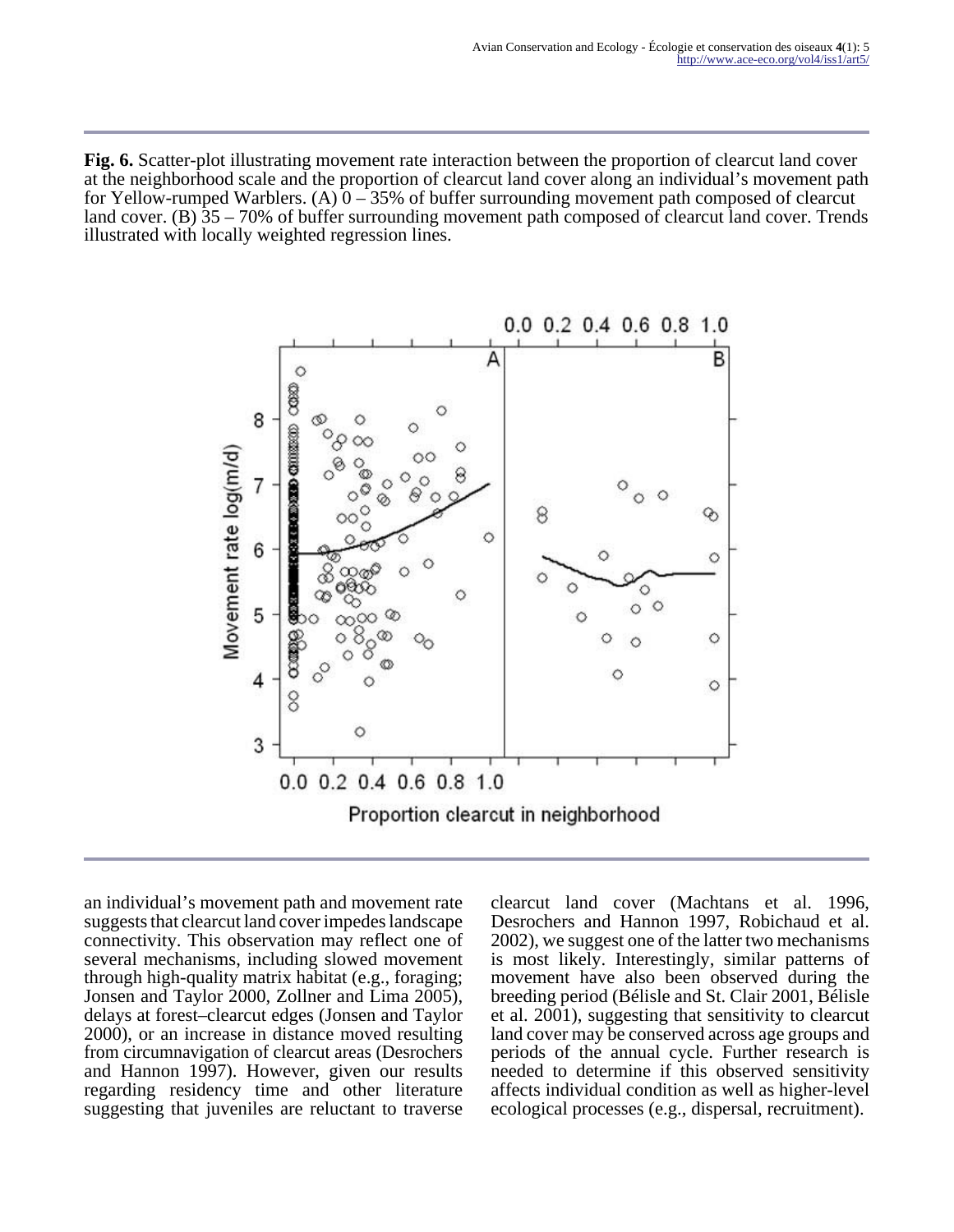**Fig. 6.** Scatter-plot illustrating movement rate interaction between the proportion of clearcut land cover at the neighborhood scale and the proportion of clearcut land cover along an individual's movement path for Yellow-rumped Warblers. (A) 0 – 35% of buffer surrounding movement path composed of clearcut land cover. (B) 35 – 70% of buffer surrounding movement path composed of clearcut land cover. Trends illustrated with locally weighted regression lines.

an individual's movement path and movement rate suggests that clearcut land cover impedes landscape connectivity. This observation may reflect one of several mechanisms, including slowed movement through high-quality matrix habitat (e.g., foraging; Jonsen and Taylor 2000, Zollner and Lima 2005), delays at forest–clearcut edges (Jonsen and Taylor 2000), or an increase in distance moved resulting from circumnavigation of clearcut areas (Desrochers and Hannon 1997). However, given our results regarding residency time and other literature suggesting that juveniles are reluctant to traverse clearcut land cover (Machtans et al. 1996, Desrochers and Hannon 1997, Robichaud et al. 2002), we suggest one of the latter two mechanisms is most likely. Interestingly, similar patterns of movement have also been observed during the breeding period (Bélisle and St. Clair 2001, Bélisle et al. 2001), suggesting that sensitivity to clearcut land cover may be conserved across age groups and periods of the annual cycle. Further research is needed to determine if this observed sensitivity affects individual condition as well as higher-level ecological processes (e.g., dispersal, recruitment).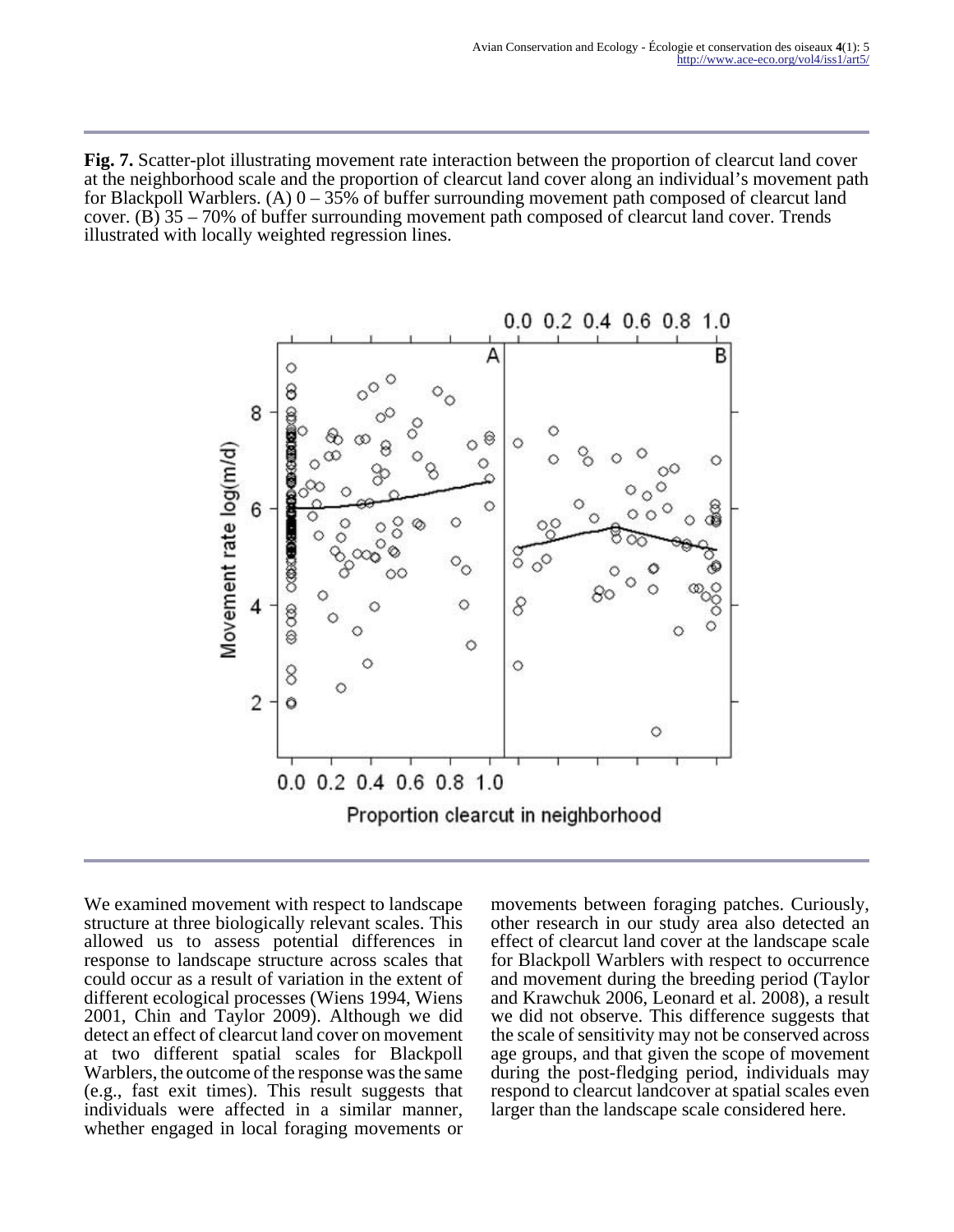**Fig. 7.** Scatter-plot illustrating movement rate interaction between the proportion of clearcut land cover at the neighborhood scale and the proportion of clearcut land cover along an individual's movement path for Blackpoll Warblers. (A) 0 – 35% of buffer surrounding movement path composed of clearcut land cover. (B) 35 – 70% of buffer surrounding movement path composed of clearcut land cover. Trends illustrated with locally weighted regression lines.

We examined movement with respect to landscape structure at three biologically relevant scales. This allowed us to assess potential differences in response to landscape structure across scales that could occur as a result of variation in the extent of different ecological processes (Wiens 1994, Wiens 2001, Chin and Taylor 2009). Although we did detect an effect of clearcut land cover on movement at two different spatial scales for Blackpoll Warblers, the outcome of the response was the same (e.g., fast exit times). This result suggests that individuals were affected in a similar manner, whether engaged in local foraging movements or movements between foraging patches. Curiously, other research in our study area also detected an effect of clearcut land cover at the landscape scale for Blackpoll Warblers with respect to occurrence and movement during the breeding period (Taylor and Krawchuk 2006, Leonard et al. 2008), a result we did not observe. This difference suggests that the scale of sensitivity may not be conserved across age groups, and that given the scope of movement during the post-fledging period, individuals may respond to clearcut landcover at spatial scales even larger than the landscape scale considered here.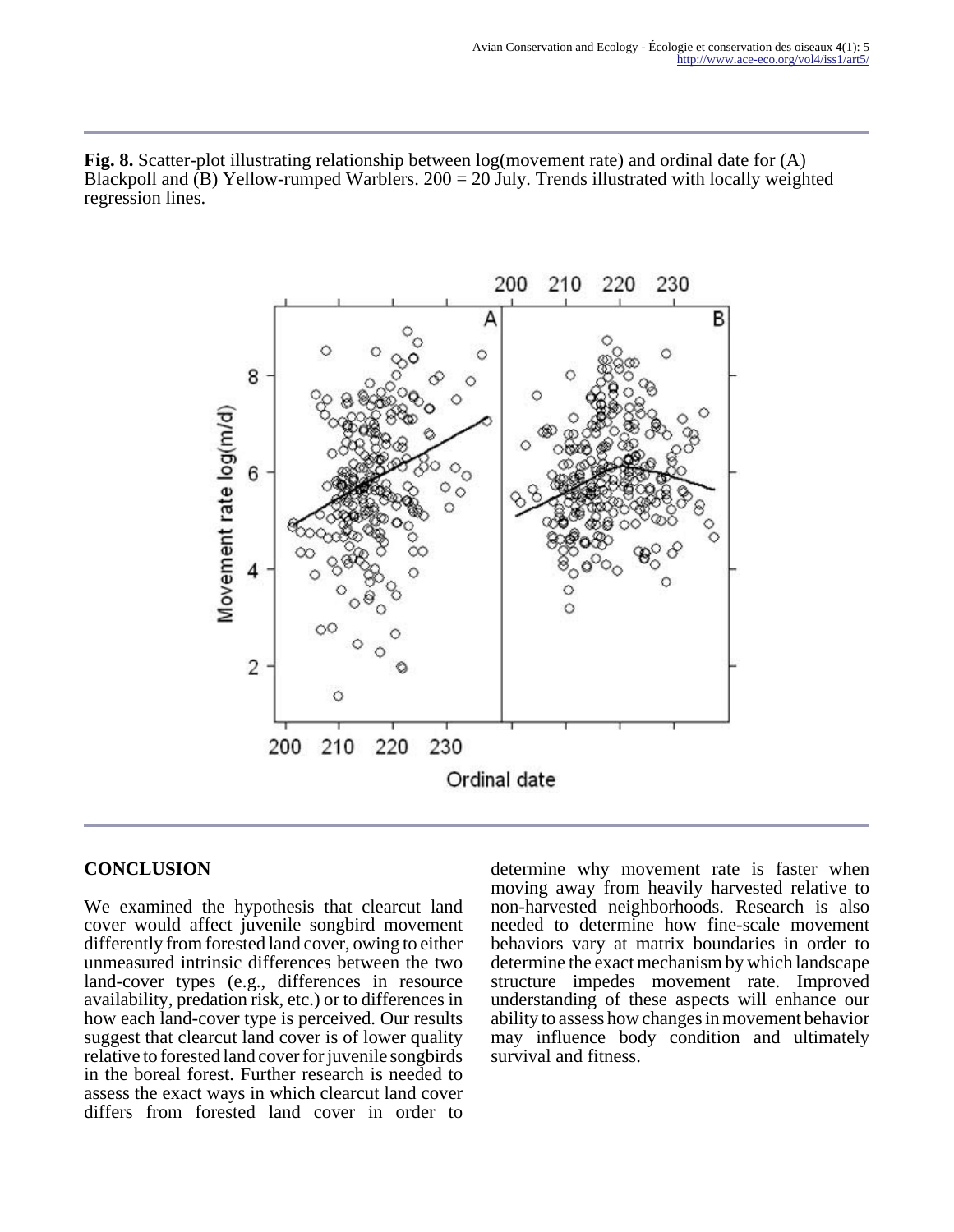**Fig. 8.** Scatter-plot illustrating relationship between log(movement rate) and ordinal date for (A) Blackpoll and (B) Yellow-rumped Warblers. 200 = 20 July. Trends illustrated with locally weighted regression lines.

## CONCLUSION

We examined the hypothesis that clearcut land cover would affect juvenile songbird movement differently from forested land cover, owing to either unmeasured intrinsic differences between the two land-cover types (e.g., differences in resource availability, predation risk, etc.) or to differences in how each land-cover type is perceived. Our results suggest that clearcut land cover is of lower quality relative to forested land cover for juvenile songbirds in the boreal forest. Further research is needed to assess the exact ways in which clearcut land cover differs from forested land cover in order to determine why movement rate is faster when moving away from heavily harvested relative to non-harvested neighborhoods. Research is also needed to determine how fine-scale movement behaviors vary at matrix boundaries in order to determine the exact mechanism by which landscape structure impedes movement rate. Improved understanding of these aspects will enhance our ability to assess how changes in movement behavior may influence body condition and ultimately survival and fitness.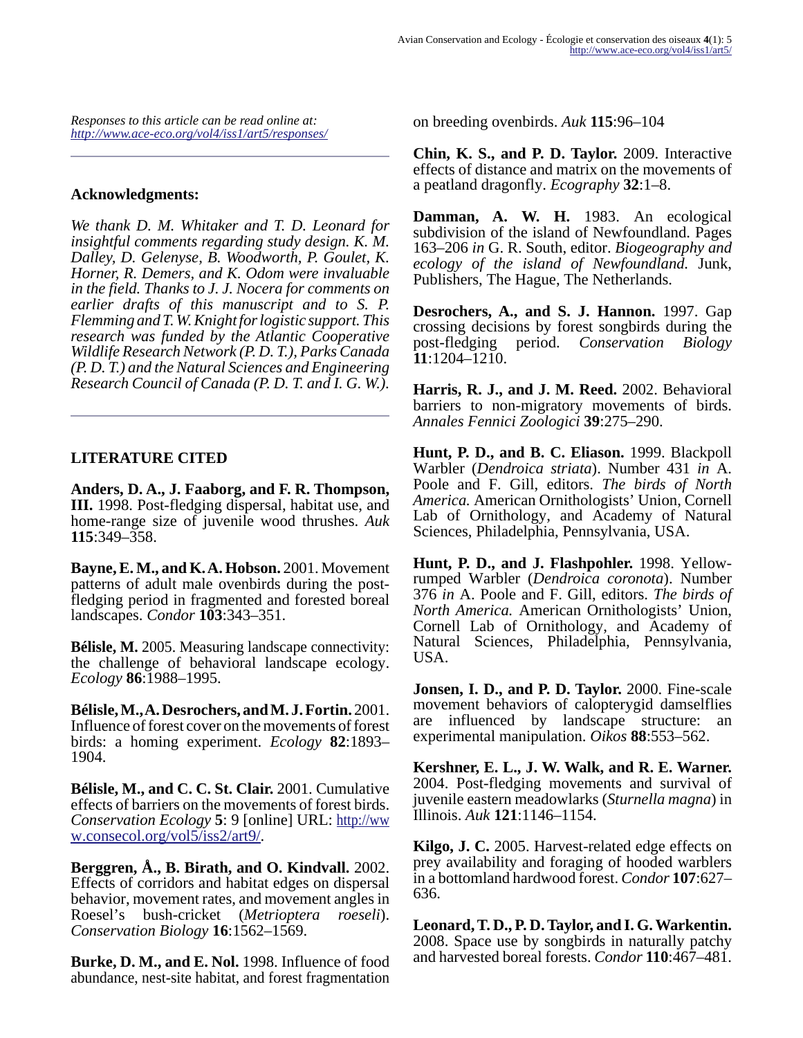*Responses to this article can be read online at:*
*http://www.ace-eco.org/vol4/iss1/art5/responses/*

---

## Acknowledgments:

*We thank D. M. Whitaker and T. D. Leonard for insightful comments regarding study design. K. M. Dalley, D. Gelenyse, B. Woodworth, P. Goulet, K. Horner, R. Demers, and K. Odom were invaluable in the field. Thanks to J. J. Nocera for comments on earlier drafts of this manuscript and to S. P. Flemming and T. W. Knight for logistic support. This research was funded by the Atlantic Cooperative Wildlife Research Network (P. D. T.), Parks Canada (P. D. T.) and the Natural Sciences and Engineering Research Council of Canada (P. D. T. and I. G. W.).*

---

## LITERATURE CITED

**Anders, D. A., J. Faaborg, and F. R. Thompson, III.** 1998. Post-fledging dispersal, habitat use, and home-range size of juvenile wood thrushes. *Auk* **115**:349–358.

**Bayne, E. M., and K. A. Hobson.** 2001. Movement patterns of adult male ovenbirds during the post-fledging period in fragmented and forested boreal landscapes. *Condor* **103**:343–351.

**Bélisle, M.** 2005. Measuring landscape connectivity: the challenge of behavioral landscape ecology. *Ecology* **86**:1988–1995.

**Bélisle, M., A. Desrochers, and M. J. Fortin.** 2001. Influence of forest cover on the movements of forest birds: a homing experiment. *Ecology* **82**:1893–1904.

**Bélisle, M., and C. C. St. Clair.** 2001. Cumulative effects of barriers on the movements of forest birds. *Conservation Ecology* **5**: 9 [online] URL: http://www.consecol.org/vol5/iss2/art9/.

**Berggren, Å., B. Birath, and O. Kindvall.** 2002. Effects of corridors and habitat edges on dispersal behavior, movement rates, and movement angles in Roesel's bush-cricket (*Metrioptera roeseli*). *Conservation Biology* **16**:1562–1569.

**Burke, D. M., and E. Nol.** 1998. Influence of food abundance, nest-site habitat, and forest fragmentation on breeding ovenbirds. *Auk* **115**:96–104

**Chin, K. S., and P. D. Taylor.** 2009. Interactive effects of distance and matrix on the movements of a peatland dragonfly. *Ecography* **32**:1–8.

**Damman, A. W. H.** 1983. An ecological subdivision of the island of Newfoundland. Pages 163–206 *in* G. R. South, editor. *Biogeography and ecology of the island of Newfoundland.* Junk, Publishers, The Hague, The Netherlands.

**Desrochers, A., and S. J. Hannon.** 1997. Gap crossing decisions by forest songbirds during the post-fledging period. *Conservation Biology* **11**:1204–1210.

**Harris, R. J., and J. M. Reed.** 2002. Behavioral barriers to non-migratory movements of birds. *Annales Fennici Zoologici* **39**:275–290.

**Hunt, P. D., and B. C. Eliason.** 1999. Blackpoll Warbler (*Dendroica striata*). Number 431 *in* A. Poole and F. Gill, editors. *The birds of North America.* American Ornithologists' Union, Cornell Lab of Ornithology, and Academy of Natural Sciences, Philadelphia, Pennsylvania, USA.

**Hunt, P. D., and J. Flashpohler.** 1998. Yellow-rumped Warbler (*Dendroica coronota*). Number 376 *in* A. Poole and F. Gill, editors. *The birds of North America.* American Ornithologists' Union, Cornell Lab of Ornithology, and Academy of Natural Sciences, Philadelphia, Pennsylvania, USA.

**Jonsen, I. D., and P. D. Taylor.** 2000. Fine-scale movement behaviors of calopterygid damselflies are influenced by landscape structure: an experimental manipulation. *Oikos* **88**:553–562.

**Kershner, E. L., J. W. Walk, and R. E. Warner.** 2004. Post-fledging movements and survival of juvenile eastern meadowlarks (*Sturnella magna*) in Illinois. *Auk* **121**:1146–1154.

**Kilgo, J. C.** 2005. Harvest-related edge effects on prey availability and foraging of hooded warblers in a bottomland hardwood forest. *Condor* **107**:627–636.

**Leonard, T. D., P. D. Taylor, and I. G. Warkentin.** 2008. Space use by songbirds in naturally patchy and harvested boreal forests. *Condor* **110**:467–481.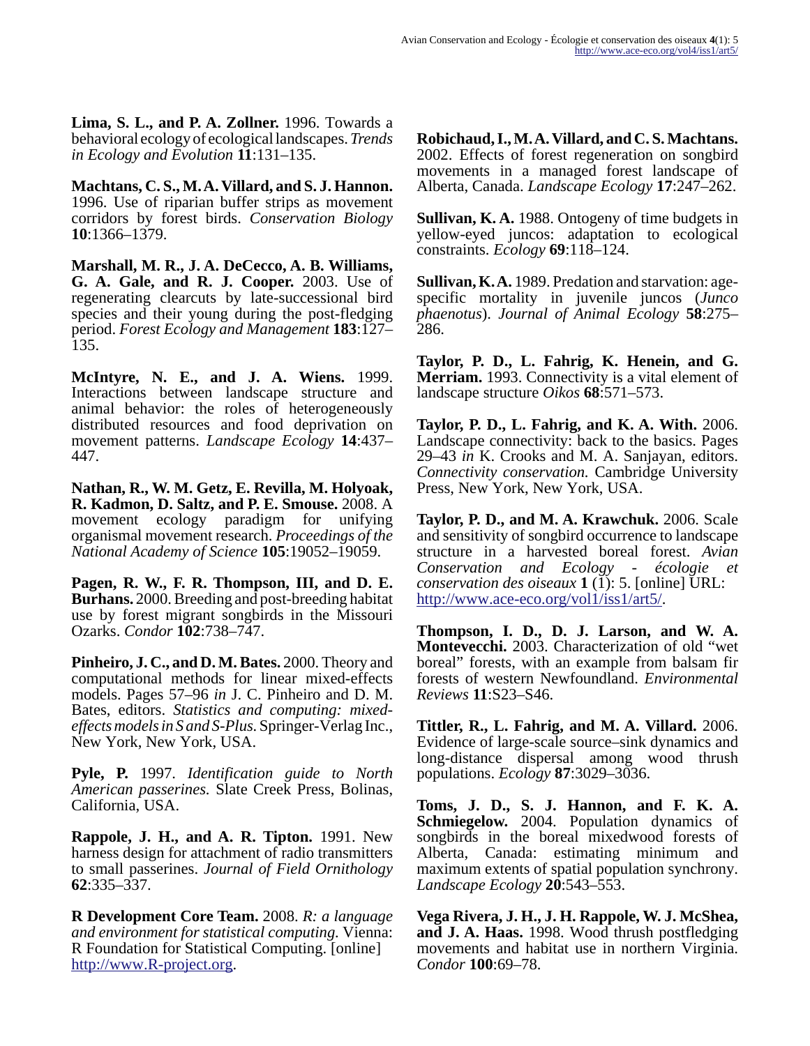**Lima, S. L., and P. A. Zollner.** 1996. Towards a behavioral ecology of ecological landscapes. *Trends in Ecology and Evolution* **11**:131–135.

**Machtans, C. S., M. A. Villard, and S. J. Hannon.** 1996. Use of riparian buffer strips as movement corridors by forest birds. *Conservation Biology* **10**:1366–1379.

**Marshall, M. R., J. A. DeCecco, A. B. Williams, G. A. Gale, and R. J. Cooper.** 2003. Use of regenerating clearcuts by late-successional bird species and their young during the post-fledging period. *Forest Ecology and Management* **183**:127–135.

**McIntyre, N. E., and J. A. Wiens.** 1999. Interactions between landscape structure and animal behavior: the roles of heterogeneously distributed resources and food deprivation on movement patterns. *Landscape Ecology* **14**:437–447.

**Nathan, R., W. M. Getz, E. Revilla, M. Holyoak, R. Kadmon, D. Saltz, and P. E. Smouse.** 2008. A movement ecology paradigm for unifying organismal movement research. *Proceedings of the National Academy of Science* **105**:19052–19059.

**Pagen, R. W., F. R. Thompson, III, and D. E. Burhans.** 2000. Breeding and post-breeding habitat use by forest migrant songbirds in the Missouri Ozarks. *Condor* **102**:738–747.

**Pinheiro, J. C., and D. M. Bates.** 2000. Theory and computational methods for linear mixed-effects models. Pages 57–96 *in* J. C. Pinheiro and D. M. Bates, editors. *Statistics and computing: mixed-effects models in S and S-Plus.* Springer-Verlag Inc., New York, New York, USA.

**Pyle, P.** 1997. *Identification guide to North American passerines.* Slate Creek Press, Bolinas, California, USA.

**Rappole, J. H., and A. R. Tipton.** 1991. New harness design for attachment of radio transmitters to small passerines. *Journal of Field Ornithology* **62**:335–337.

**R Development Core Team.** 2008. *R: a language and environment for statistical computing.* Vienna: R Foundation for Statistical Computing. [online] http://www.R-project.org.

**Robichaud, I., M. A. Villard, and C. S. Machtans.** 2002. Effects of forest regeneration on songbird movements in a managed forest landscape of Alberta, Canada. *Landscape Ecology* **17**:247–262.

**Sullivan, K. A.** 1988. Ontogeny of time budgets in yellow-eyed juncos: adaptation to ecological constraints. *Ecology* **69**:118–124.

**Sullivan, K. A.** 1989. Predation and starvation: age-specific mortality in juvenile juncos (*Junco phaenotus*). *Journal of Animal Ecology* **58**:275–286.

**Taylor, P. D., L. Fahrig, K. Henein, and G. Merriam.** 1993. Connectivity is a vital element of landscape structure *Oikos* **68**:571–573.

**Taylor, P. D., L. Fahrig, and K. A. With.** 2006. Landscape connectivity: back to the basics. Pages 29–43 *in* K. Crooks and M. A. Sanjayan, editors. *Connectivity conservation.* Cambridge University Press, New York, New York, USA.

**Taylor, P. D., and M. A. Krawchuk.** 2006. Scale and sensitivity of songbird occurrence to landscape structure in a harvested boreal forest. *Avian Conservation and Ecology - écologie et conservation des oiseaux* **1** (1): 5. [online] URL: http://www.ace-eco.org/vol1/iss1/art5/.

**Thompson, I. D., D. J. Larson, and W. A. Montevecchi.** 2003. Characterization of old "wet boreal" forests, with an example from balsam fir forests of western Newfoundland. *Environmental Reviews* **11**:S23–S46.

**Tittler, R., L. Fahrig, and M. A. Villard.** 2006. Evidence of large-scale source–sink dynamics and long-distance dispersal among wood thrush populations. *Ecology* **87**:3029–3036.

**Toms, J. D., S. J. Hannon, and F. K. A. Schmiegelow.** 2004. Population dynamics of songbirds in the boreal mixedwood forests of Alberta, Canada: estimating minimum and maximum extents of spatial population synchrony. *Landscape Ecology* **20**:543–553.

**Vega Rivera, J. H., J. H. Rappole, W. J. McShea, and J. A. Haas.** 1998. Wood thrush postfledging movements and habitat use in northern Virginia. *Condor* **100**:69–78.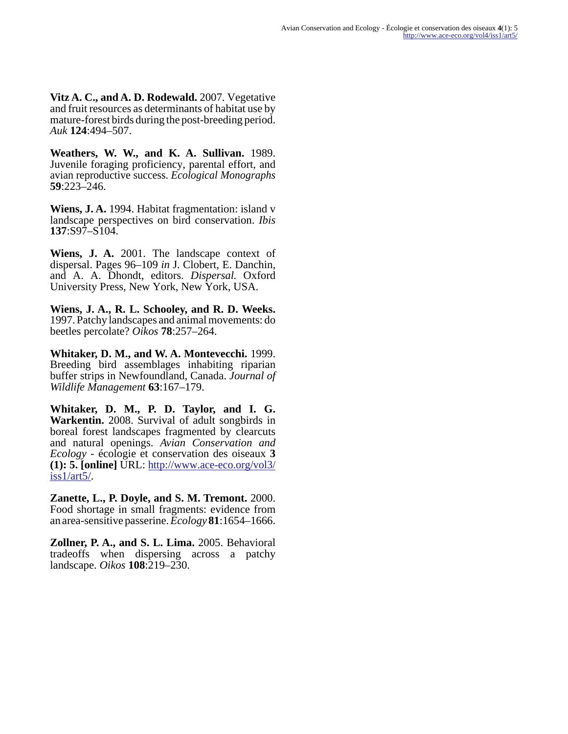**Vitz A. C., and A. D. Rodewald.** 2007. Vegetative and fruit resources as determinants of habitat use by mature-forest birds during the post-breeding period. *Auk* **124**:494–507.

**Weathers, W. W., and K. A. Sullivan.** 1989. Juvenile foraging proficiency, parental effort, and avian reproductive success. *Ecological Monographs* **59**:223–246.

**Wiens, J. A.** 1994. Habitat fragmentation: island v landscape perspectives on bird conservation. *Ibis* **137**:S97–S104.

**Wiens, J. A.** 2001. The landscape context of dispersal. Pages 96–109 *in* J. Clobert, E. Danchin, and A. A. Dhondt, editors. *Dispersal.* Oxford University Press, New York, New York, USA.

**Wiens, J. A., R. L. Schooley, and R. D. Weeks.** 1997. Patchy landscapes and animal movements: do beetles percolate? *Oikos* **78**:257–264.

**Whitaker, D. M., and W. A. Montevecchi.** 1999. Breeding bird assemblages inhabiting riparian buffer strips in Newfoundland, Canada. *Journal of Wildlife Management* **63**:167–179.

**Whitaker, D. M., P. D. Taylor, and I. G. Warkentin.** 2008. Survival of adult songbirds in boreal forest landscapes fragmented by clearcuts and natural openings. *Avian Conservation and Ecology* - écologie et conservation des oiseaux **3 (1): 5. [online]** URL: http://www.ace-eco.org/vol3/iss1/art5/.

**Zanette, L., P. Doyle, and S. M. Tremont.** 2000. Food shortage in small fragments: evidence from an area-sensitive passerine. *Ecology* **81**:1654–1666.

**Zollner, P. A., and S. L. Lima.** 2005. Behavioral tradeoffs when dispersing across a patchy landscape. *Oikos* **108**:219–230.